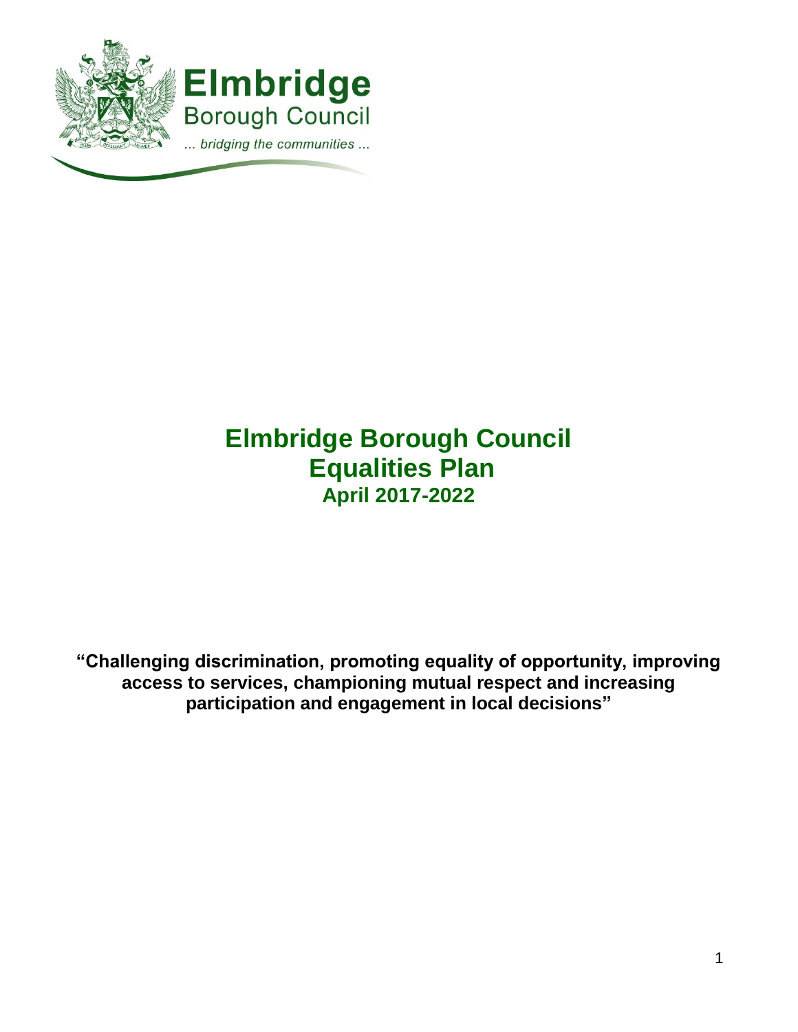Elmbridge
Borough Council
... bridging the communities ...

# Elmbridge Borough Council
# Equalities Plan
## April 2017-2022

**"Challenging discrimination, promoting equality of opportunity, improving access to services, championing mutual respect and increasing participation and engagement in local decisions"**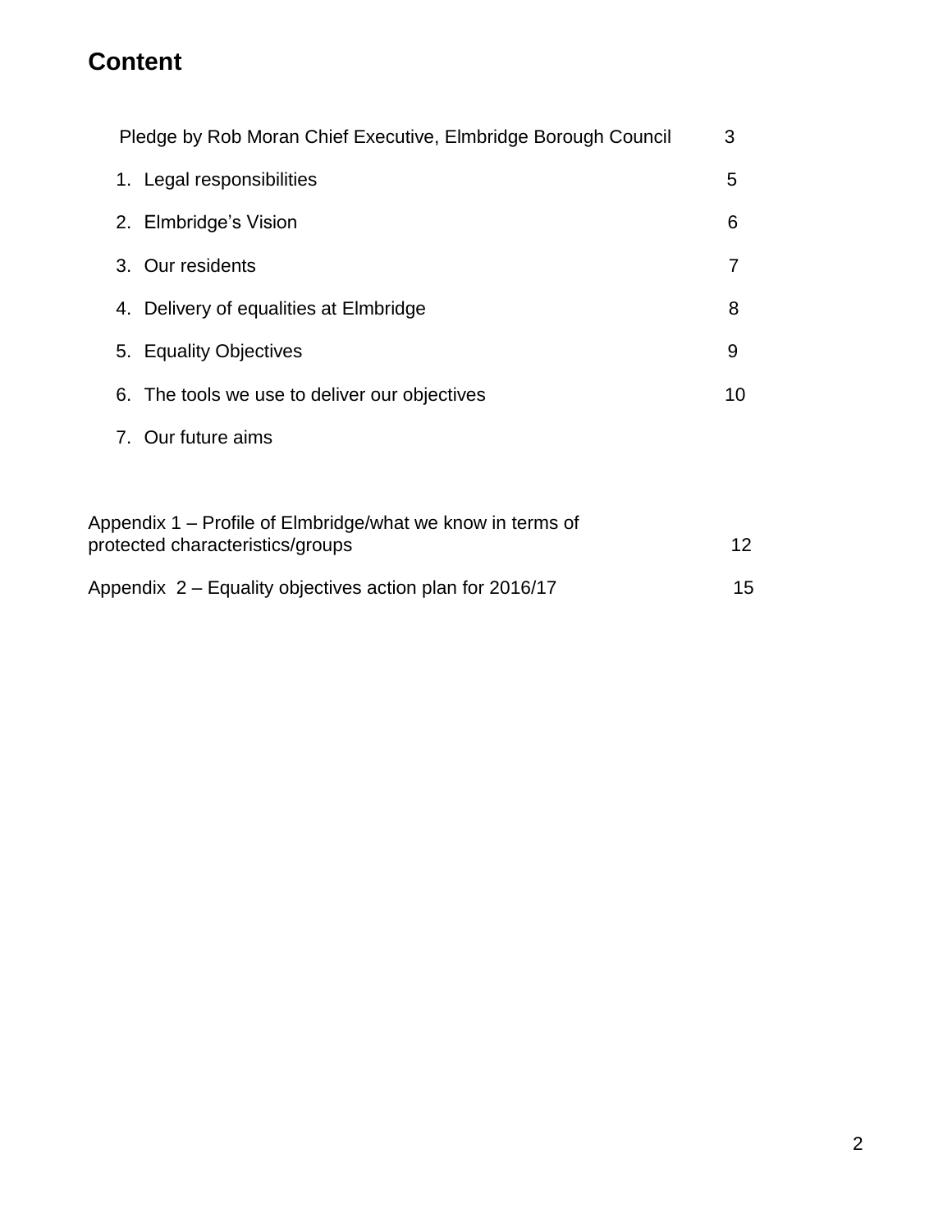# Content

Pledge by Rob Moran Chief Executive, Elmbridge Borough Council 3

1. Legal responsibilities 5
2. Elmbridge's Vision 6
3. Our residents 7
4. Delivery of equalities at Elmbridge 8
5. Equality Objectives 9
6. The tools we use to deliver our objectives 10
7. Our future aims

Appendix 1 – Profile of Elmbridge/what we know in terms of protected characteristics/groups 12

Appendix 2 – Equality objectives action plan for 2016/17 15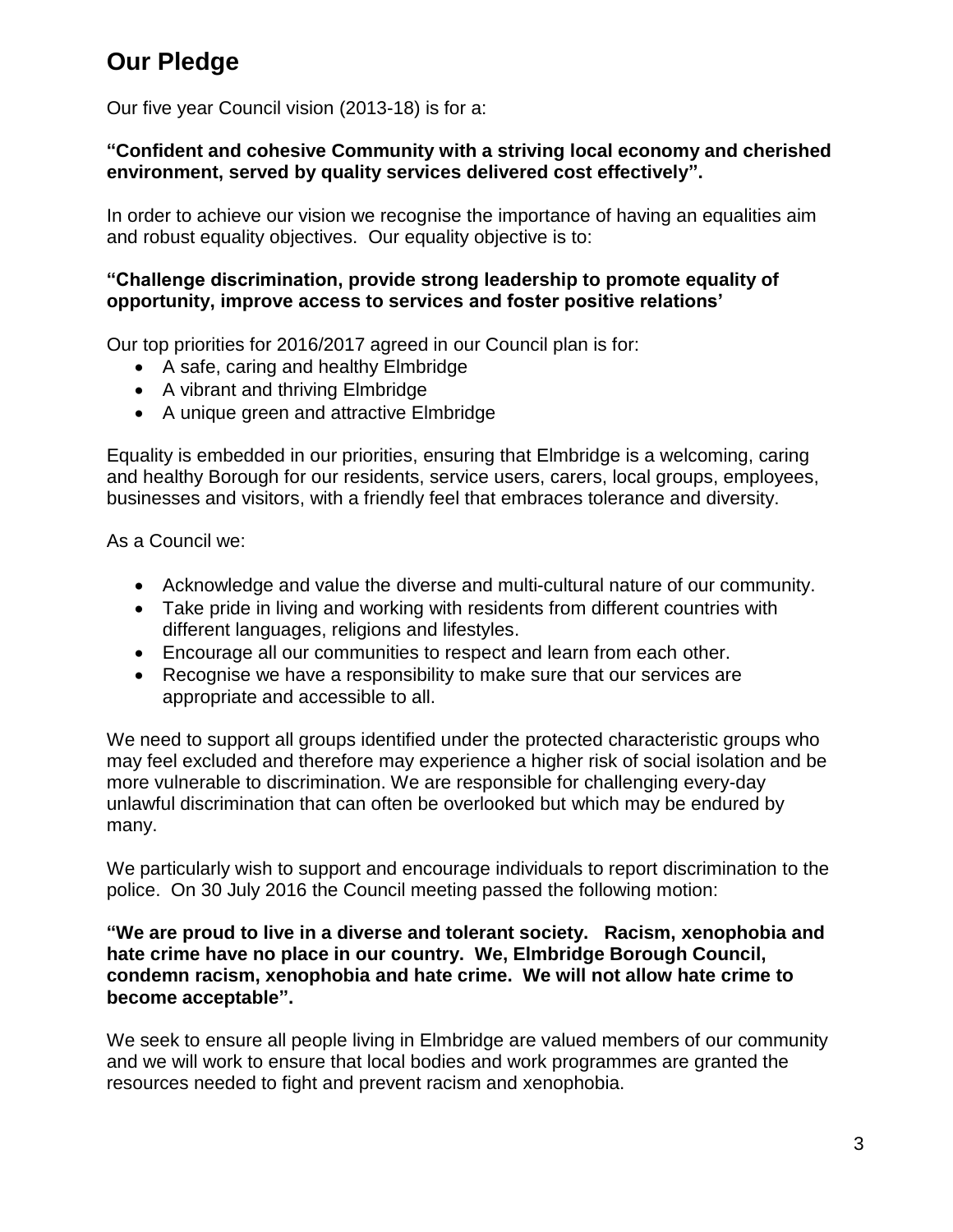# Our Pledge

Our five year Council vision (2013-18) is for a:

**"Confident and cohesive Community with a striving local economy and cherished environment, served by quality services delivered cost effectively".**

In order to achieve our vision we recognise the importance of having an equalities aim and robust equality objectives. Our equality objective is to:

**"Challenge discrimination, provide strong leadership to promote equality of opportunity, improve access to services and foster positive relations'**

Our top priorities for 2016/2017 agreed in our Council plan is for:

- A safe, caring and healthy Elmbridge
- A vibrant and thriving Elmbridge
- A unique green and attractive Elmbridge

Equality is embedded in our priorities, ensuring that Elmbridge is a welcoming, caring and healthy Borough for our residents, service users, carers, local groups, employees, businesses and visitors, with a friendly feel that embraces tolerance and diversity.

As a Council we:

- Acknowledge and value the diverse and multi-cultural nature of our community.
- Take pride in living and working with residents from different countries with different languages, religions and lifestyles.
- Encourage all our communities to respect and learn from each other.
- Recognise we have a responsibility to make sure that our services are appropriate and accessible to all.

We need to support all groups identified under the protected characteristic groups who may feel excluded and therefore may experience a higher risk of social isolation and be more vulnerable to discrimination. We are responsible for challenging every-day unlawful discrimination that can often be overlooked but which may be endured by many.

We particularly wish to support and encourage individuals to report discrimination to the police. On 30 July 2016 the Council meeting passed the following motion:

**"We are proud to live in a diverse and tolerant society. Racism, xenophobia and hate crime have no place in our country. We, Elmbridge Borough Council, condemn racism, xenophobia and hate crime. We will not allow hate crime to become acceptable".**

We seek to ensure all people living in Elmbridge are valued members of our community and we will work to ensure that local bodies and work programmes are granted the resources needed to fight and prevent racism and xenophobia.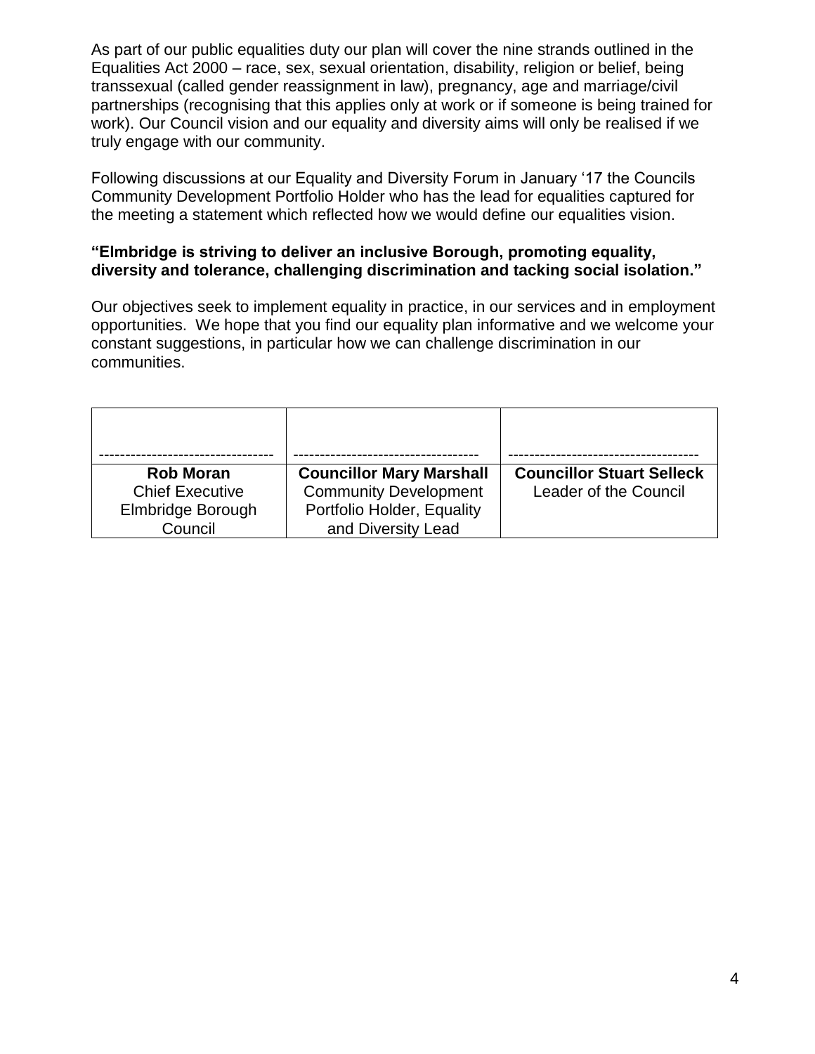As part of our public equalities duty our plan will cover the nine strands outlined in the Equalities Act 2000 – race, sex, sexual orientation, disability, religion or belief, being transsexual (called gender reassignment in law), pregnancy, age and marriage/civil partnerships (recognising that this applies only at work or if someone is being trained for work). Our Council vision and our equality and diversity aims will only be realised if we truly engage with our community.

Following discussions at our Equality and Diversity Forum in January '17 the Councils Community Development Portfolio Holder who has the lead for equalities captured for the meeting a statement which reflected how we would define our equalities vision.

**"Elmbridge is striving to deliver an inclusive Borough, promoting equality, diversity and tolerance, challenging discrimination and tacking social isolation."**

Our objectives seek to implement equality in practice, in our services and in employment opportunities. We hope that you find our equality plan informative and we welcome your constant suggestions, in particular how we can challenge discrimination in our communities.

| --------------------------------- | ---------------------------------- | ----------------------------------- |
|---|---|---|
| **Rob Moran**<br>Chief Executive<br>Elmbridge Borough Council | **Councillor Mary Marshall**<br>Community Development Portfolio Holder, Equality and Diversity Lead | **Councillor Stuart Selleck**<br>Leader of the Council |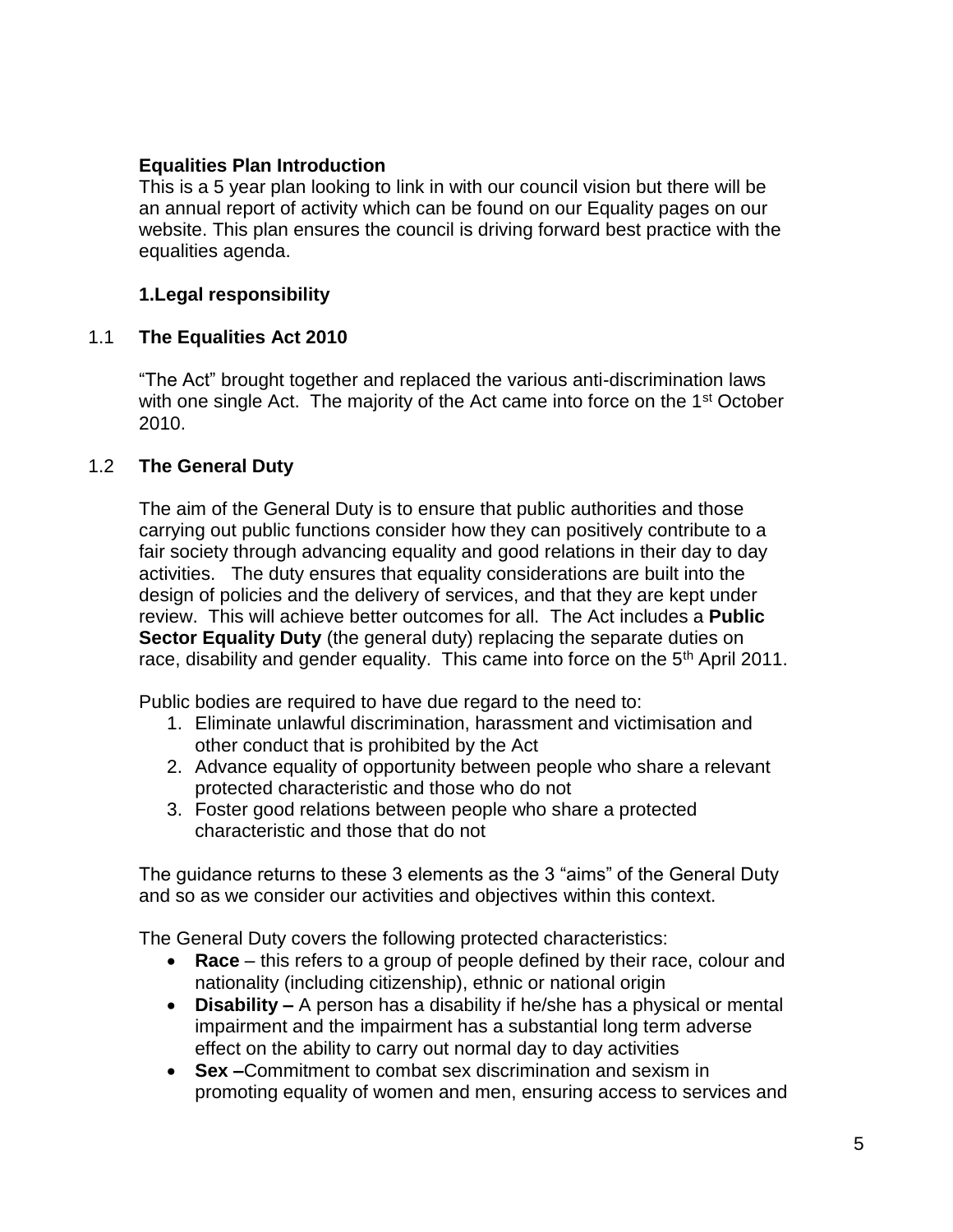## Equalities Plan Introduction

This is a 5 year plan looking to link in with our council vision but there will be an annual report of activity which can be found on our Equality pages on our website. This plan ensures the council is driving forward best practice with the equalities agenda.

## 1.Legal responsibility

### 1.1 The Equalities Act 2010

"The Act" brought together and replaced the various anti-discrimination laws with one single Act. The majority of the Act came into force on the 1st October 2010.

### 1.2 The General Duty

The aim of the General Duty is to ensure that public authorities and those carrying out public functions consider how they can positively contribute to a fair society through advancing equality and good relations in their day to day activities. The duty ensures that equality considerations are built into the design of policies and the delivery of services, and that they are kept under review. This will achieve better outcomes for all. The Act includes a **Public Sector Equality Duty** (the general duty) replacing the separate duties on race, disability and gender equality. This came into force on the 5th April 2011.

Public bodies are required to have due regard to the need to:

1. Eliminate unlawful discrimination, harassment and victimisation and other conduct that is prohibited by the Act
2. Advance equality of opportunity between people who share a relevant protected characteristic and those who do not
3. Foster good relations between people who share a protected characteristic and those that do not

The guidance returns to these 3 elements as the 3 "aims" of the General Duty and so as we consider our activities and objectives within this context.

The General Duty covers the following protected characteristics:

- **Race** – this refers to a group of people defined by their race, colour and nationality (including citizenship), ethnic or national origin
- **Disability –** A person has a disability if he/she has a physical or mental impairment and the impairment has a substantial long term adverse effect on the ability to carry out normal day to day activities
- **Sex –**Commitment to combat sex discrimination and sexism in promoting equality of women and men, ensuring access to services and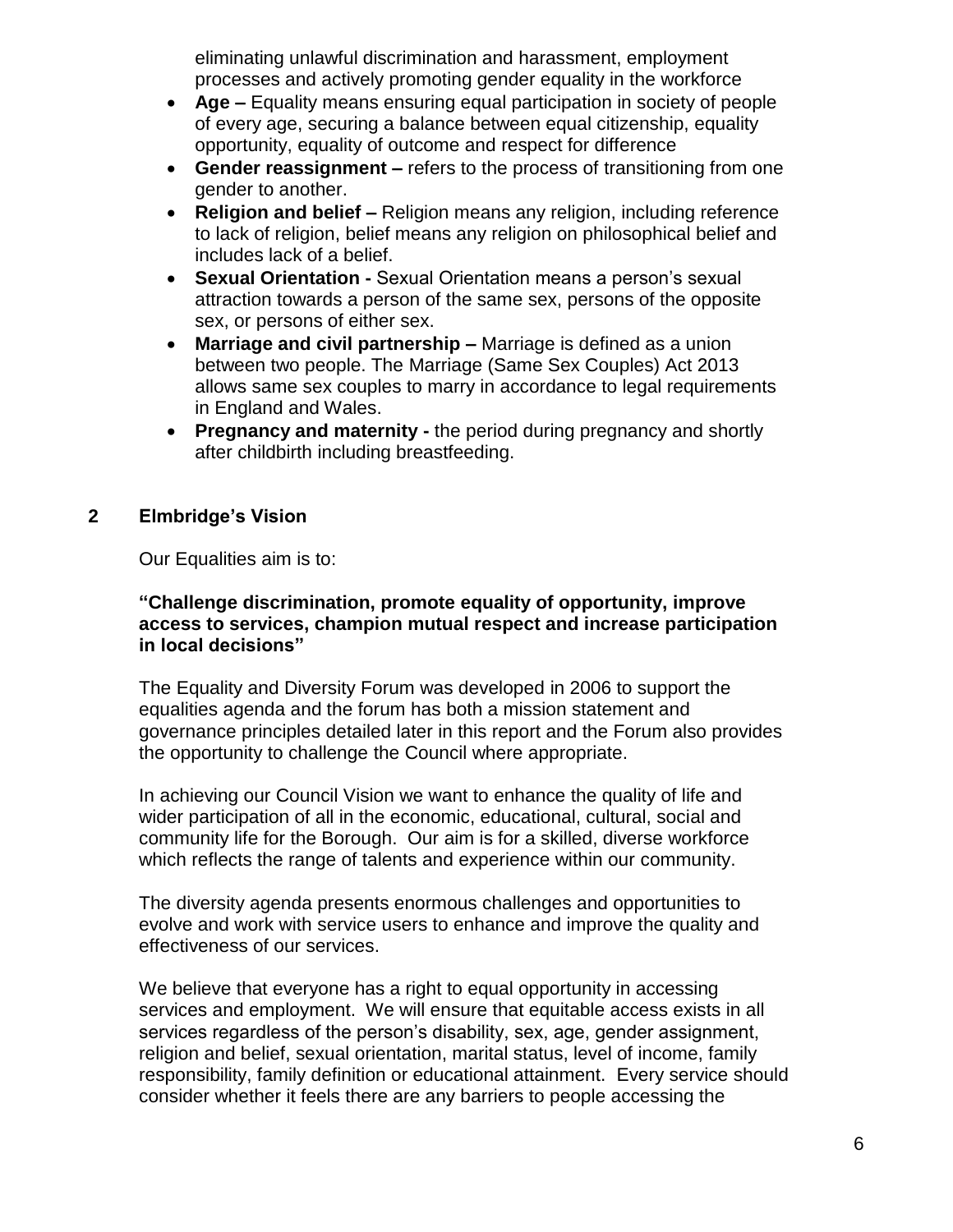eliminating unlawful discrimination and harassment, employment processes and actively promoting gender equality in the workforce

- **Age –** Equality means ensuring equal participation in society of people of every age, securing a balance between equal citizenship, equality opportunity, equality of outcome and respect for difference
- **Gender reassignment –** refers to the process of transitioning from one gender to another.
- **Religion and belief –** Religion means any religion, including reference to lack of religion, belief means any religion on philosophical belief and includes lack of a belief.
- **Sexual Orientation -** Sexual Orientation means a person's sexual attraction towards a person of the same sex, persons of the opposite sex, or persons of either sex.
- **Marriage and civil partnership –** Marriage is defined as a union between two people. The Marriage (Same Sex Couples) Act 2013 allows same sex couples to marry in accordance to legal requirements in England and Wales.
- **Pregnancy and maternity -** the period during pregnancy and shortly after childbirth including breastfeeding.

## 2 Elmbridge's Vision

Our Equalities aim is to:

**"Challenge discrimination, promote equality of opportunity, improve access to services, champion mutual respect and increase participation in local decisions"**

The Equality and Diversity Forum was developed in 2006 to support the equalities agenda and the forum has both a mission statement and governance principles detailed later in this report and the Forum also provides the opportunity to challenge the Council where appropriate.

In achieving our Council Vision we want to enhance the quality of life and wider participation of all in the economic, educational, cultural, social and community life for the Borough. Our aim is for a skilled, diverse workforce which reflects the range of talents and experience within our community.

The diversity agenda presents enormous challenges and opportunities to evolve and work with service users to enhance and improve the quality and effectiveness of our services.

We believe that everyone has a right to equal opportunity in accessing services and employment. We will ensure that equitable access exists in all services regardless of the person's disability, sex, age, gender assignment, religion and belief, sexual orientation, marital status, level of income, family responsibility, family definition or educational attainment. Every service should consider whether it feels there are any barriers to people accessing the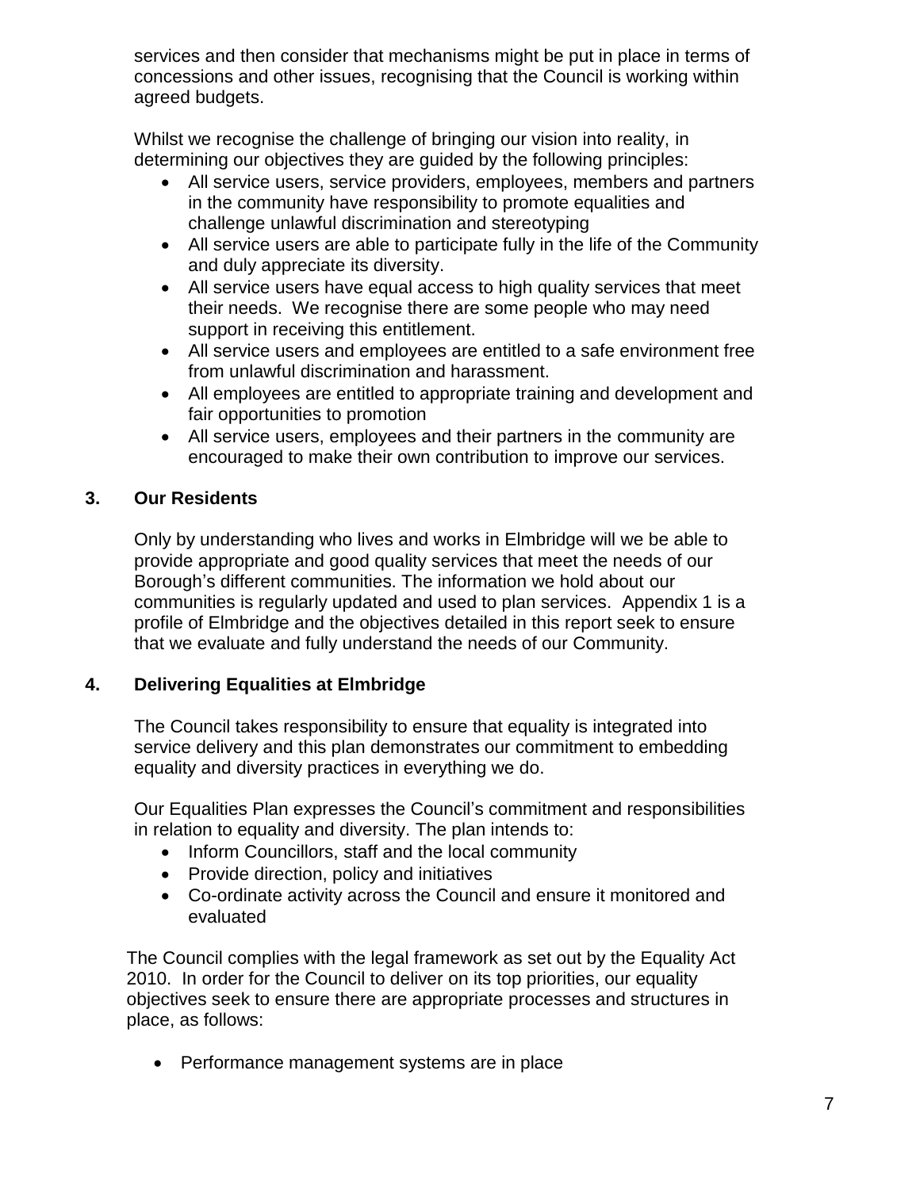services and then consider that mechanisms might be put in place in terms of concessions and other issues, recognising that the Council is working within agreed budgets.

Whilst we recognise the challenge of bringing our vision into reality, in determining our objectives they are guided by the following principles:

- All service users, service providers, employees, members and partners in the community have responsibility to promote equalities and challenge unlawful discrimination and stereotyping
- All service users are able to participate fully in the life of the Community and duly appreciate its diversity.
- All service users have equal access to high quality services that meet their needs. We recognise there are some people who may need support in receiving this entitlement.
- All service users and employees are entitled to a safe environment free from unlawful discrimination and harassment.
- All employees are entitled to appropriate training and development and fair opportunities to promotion
- All service users, employees and their partners in the community are encouraged to make their own contribution to improve our services.

## 3. Our Residents

Only by understanding who lives and works in Elmbridge will we be able to provide appropriate and good quality services that meet the needs of our Borough's different communities. The information we hold about our communities is regularly updated and used to plan services. Appendix 1 is a profile of Elmbridge and the objectives detailed in this report seek to ensure that we evaluate and fully understand the needs of our Community.

## 4. Delivering Equalities at Elmbridge

The Council takes responsibility to ensure that equality is integrated into service delivery and this plan demonstrates our commitment to embedding equality and diversity practices in everything we do.

Our Equalities Plan expresses the Council's commitment and responsibilities in relation to equality and diversity. The plan intends to:

- Inform Councillors, staff and the local community
- Provide direction, policy and initiatives
- Co-ordinate activity across the Council and ensure it monitored and evaluated

The Council complies with the legal framework as set out by the Equality Act 2010. In order for the Council to deliver on its top priorities, our equality objectives seek to ensure there are appropriate processes and structures in place, as follows:

- Performance management systems are in place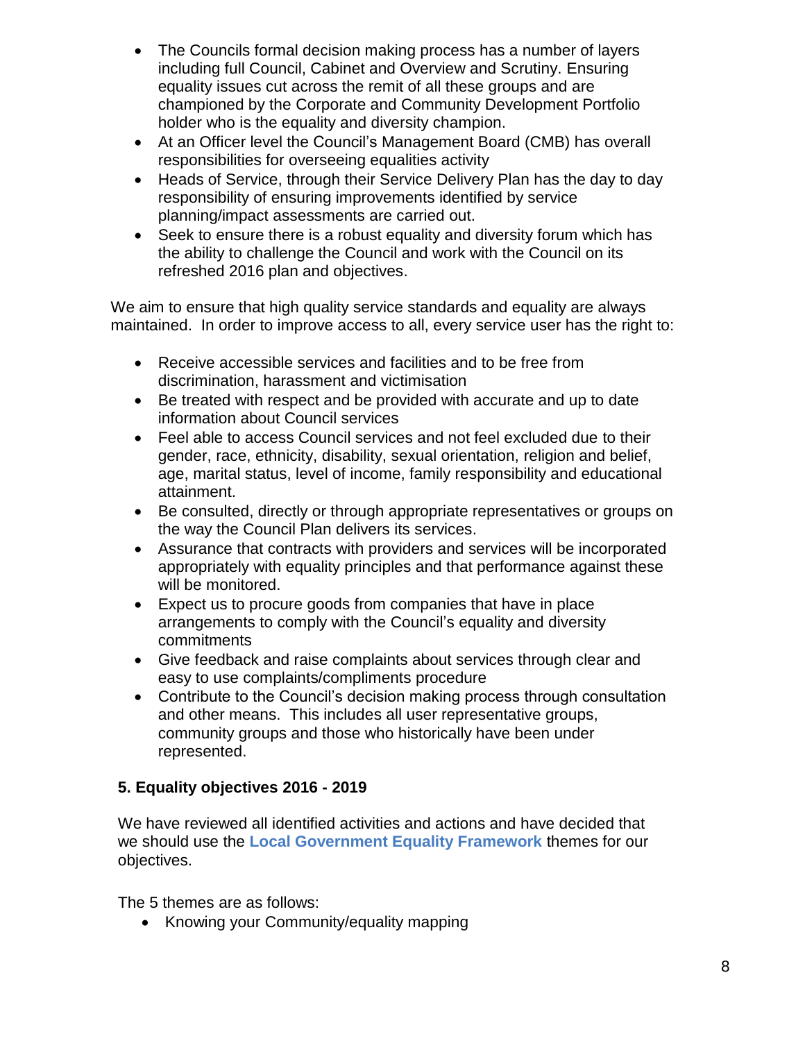- The Councils formal decision making process has a number of layers including full Council, Cabinet and Overview and Scrutiny. Ensuring equality issues cut across the remit of all these groups and are championed by the Corporate and Community Development Portfolio holder who is the equality and diversity champion.
- At an Officer level the Council's Management Board (CMB) has overall responsibilities for overseeing equalities activity
- Heads of Service, through their Service Delivery Plan has the day to day responsibility of ensuring improvements identified by service planning/impact assessments are carried out.
- Seek to ensure there is a robust equality and diversity forum which has the ability to challenge the Council and work with the Council on its refreshed 2016 plan and objectives.

We aim to ensure that high quality service standards and equality are always maintained. In order to improve access to all, every service user has the right to:

- Receive accessible services and facilities and to be free from discrimination, harassment and victimisation
- Be treated with respect and be provided with accurate and up to date information about Council services
- Feel able to access Council services and not feel excluded due to their gender, race, ethnicity, disability, sexual orientation, religion and belief, age, marital status, level of income, family responsibility and educational attainment.
- Be consulted, directly or through appropriate representatives or groups on the way the Council Plan delivers its services.
- Assurance that contracts with providers and services will be incorporated appropriately with equality principles and that performance against these will be monitored.
- Expect us to procure goods from companies that have in place arrangements to comply with the Council's equality and diversity commitments
- Give feedback and raise complaints about services through clear and easy to use complaints/compliments procedure
- Contribute to the Council's decision making process through consultation and other means. This includes all user representative groups, community groups and those who historically have been under represented.

## 5. Equality objectives 2016 - 2019

We have reviewed all identified activities and actions and have decided that we should use the **Local Government Equality Framework** themes for our objectives.

The 5 themes are as follows:

- Knowing your Community/equality mapping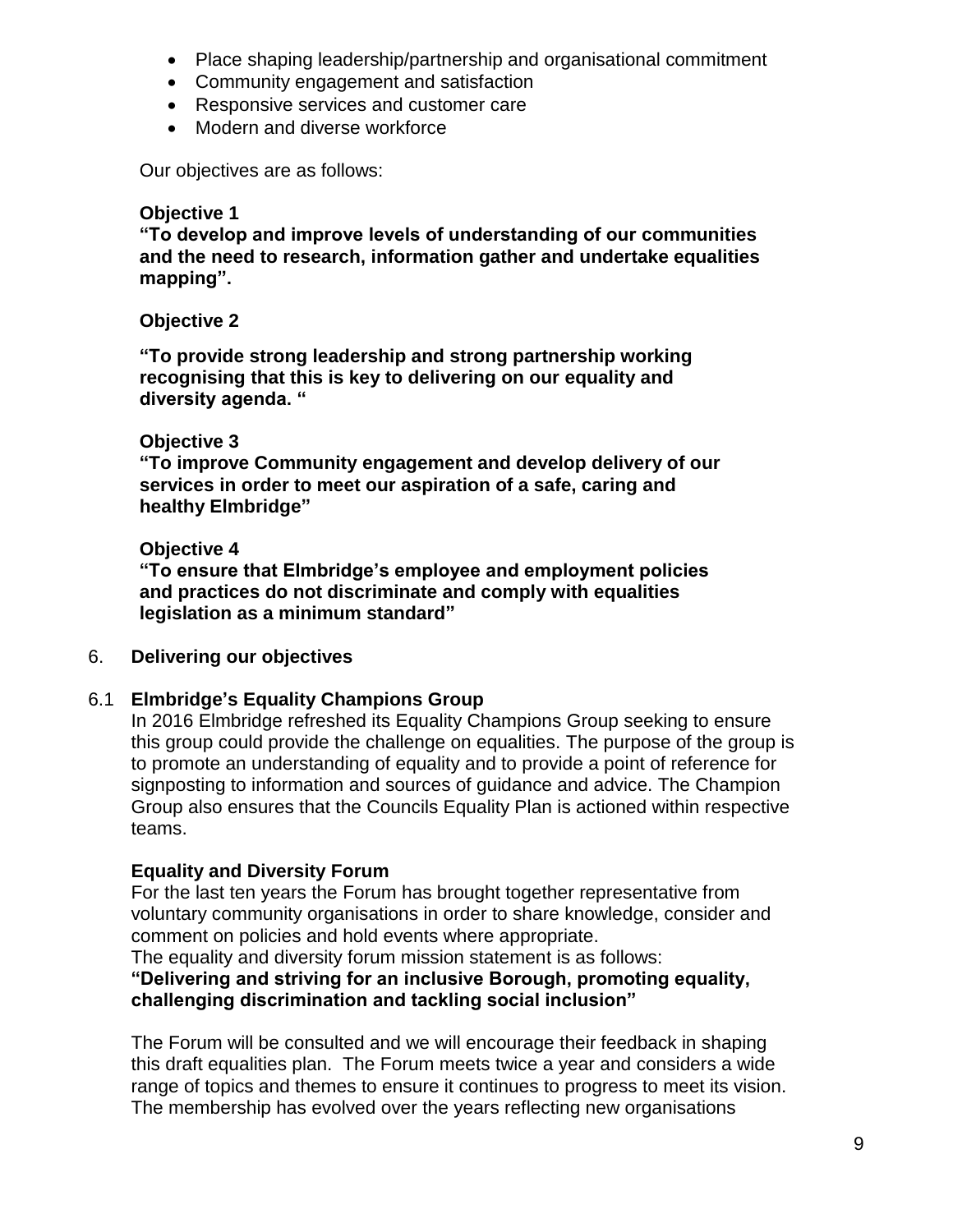- Place shaping leadership/partnership and organisational commitment
- Community engagement and satisfaction
- Responsive services and customer care
- Modern and diverse workforce

Our objectives are as follows:

**Objective 1**
**"To develop and improve levels of understanding of our communities and the need to research, information gather and undertake equalities mapping".**

**Objective 2**

**"To provide strong leadership and strong partnership working recognising that this is key to delivering on our equality and diversity agenda. "**

**Objective 3**
**"To improve Community engagement and develop delivery of our services in order to meet our aspiration of a safe, caring and healthy Elmbridge"**

**Objective 4**
**"To ensure that Elmbridge's employee and employment policies and practices do not discriminate and comply with equalities legislation as a minimum standard"**

## 6. Delivering our objectives

### 6.1 Elmbridge's Equality Champions Group

In 2016 Elmbridge refreshed its Equality Champions Group seeking to ensure this group could provide the challenge on equalities. The purpose of the group is to promote an understanding of equality and to provide a point of reference for signposting to information and sources of guidance and advice. The Champion Group also ensures that the Councils Equality Plan is actioned within respective teams.

**Equality and Diversity Forum**

For the last ten years the Forum has brought together representative from voluntary community organisations in order to share knowledge, consider and comment on policies and hold events where appropriate.
The equality and diversity forum mission statement is as follows:
**"Delivering and striving for an inclusive Borough, promoting equality, challenging discrimination and tackling social inclusion"**

The Forum will be consulted and we will encourage their feedback in shaping this draft equalities plan. The Forum meets twice a year and considers a wide range of topics and themes to ensure it continues to progress to meet its vision. The membership has evolved over the years reflecting new organisations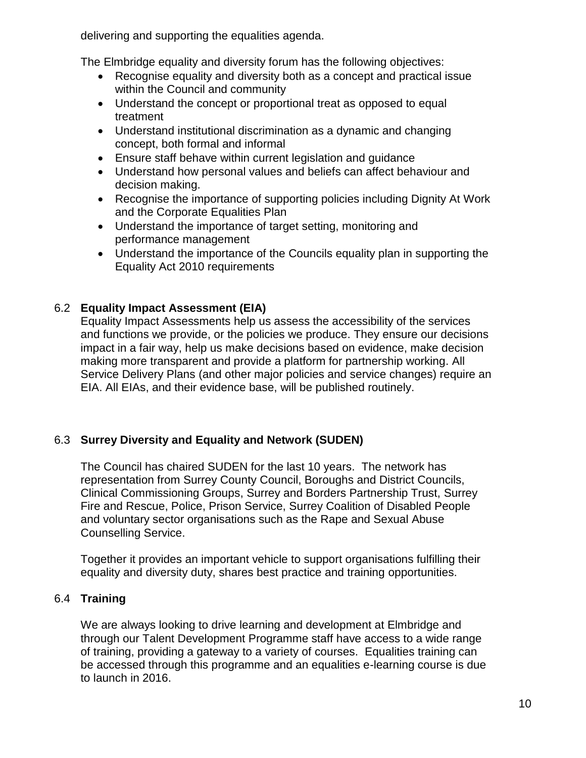delivering and supporting the equalities agenda.

The Elmbridge equality and diversity forum has the following objectives:

- Recognise equality and diversity both as a concept and practical issue within the Council and community
- Understand the concept or proportional treat as opposed to equal treatment
- Understand institutional discrimination as a dynamic and changing concept, both formal and informal
- Ensure staff behave within current legislation and guidance
- Understand how personal values and beliefs can affect behaviour and decision making.
- Recognise the importance of supporting policies including Dignity At Work and the Corporate Equalities Plan
- Understand the importance of target setting, monitoring and performance management
- Understand the importance of the Councils equality plan in supporting the Equality Act 2010 requirements

### 6.2 Equality Impact Assessment (EIA)

Equality Impact Assessments help us assess the accessibility of the services and functions we provide, or the policies we produce. They ensure our decisions impact in a fair way, help us make decisions based on evidence, make decision making more transparent and provide a platform for partnership working. All Service Delivery Plans (and other major policies and service changes) require an EIA. All EIAs, and their evidence base, will be published routinely.

### 6.3 Surrey Diversity and Equality and Network (SUDEN)

The Council has chaired SUDEN for the last 10 years. The network has representation from Surrey County Council, Boroughs and District Councils, Clinical Commissioning Groups, Surrey and Borders Partnership Trust, Surrey Fire and Rescue, Police, Prison Service, Surrey Coalition of Disabled People and voluntary sector organisations such as the Rape and Sexual Abuse Counselling Service.

Together it provides an important vehicle to support organisations fulfilling their equality and diversity duty, shares best practice and training opportunities.

### 6.4 Training

We are always looking to drive learning and development at Elmbridge and through our Talent Development Programme staff have access to a wide range of training, providing a gateway to a variety of courses. Equalities training can be accessed through this programme and an equalities e-learning course is due to launch in 2016.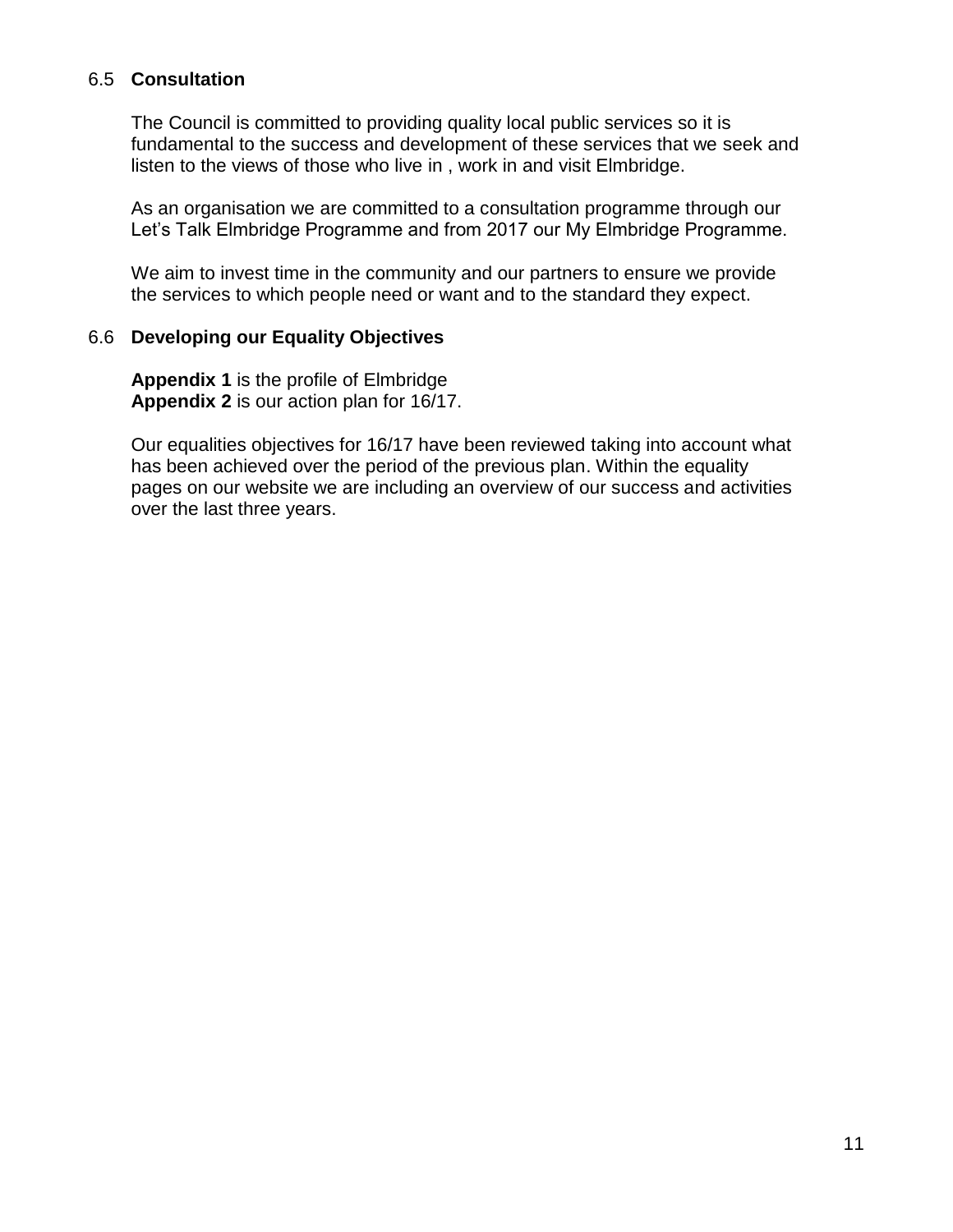### 6.5 Consultation

The Council is committed to providing quality local public services so it is fundamental to the success and development of these services that we seek and listen to the views of those who live in , work in and visit Elmbridge.

As an organisation we are committed to a consultation programme through our Let's Talk Elmbridge Programme and from 2017 our My Elmbridge Programme.

We aim to invest time in the community and our partners to ensure we provide the services to which people need or want and to the standard they expect.

### 6.6 Developing our Equality Objectives

**Appendix 1** is the profile of Elmbridge
**Appendix 2** is our action plan for 16/17.

Our equalities objectives for 16/17 have been reviewed taking into account what has been achieved over the period of the previous plan. Within the equality pages on our website we are including an overview of our success and activities over the last three years.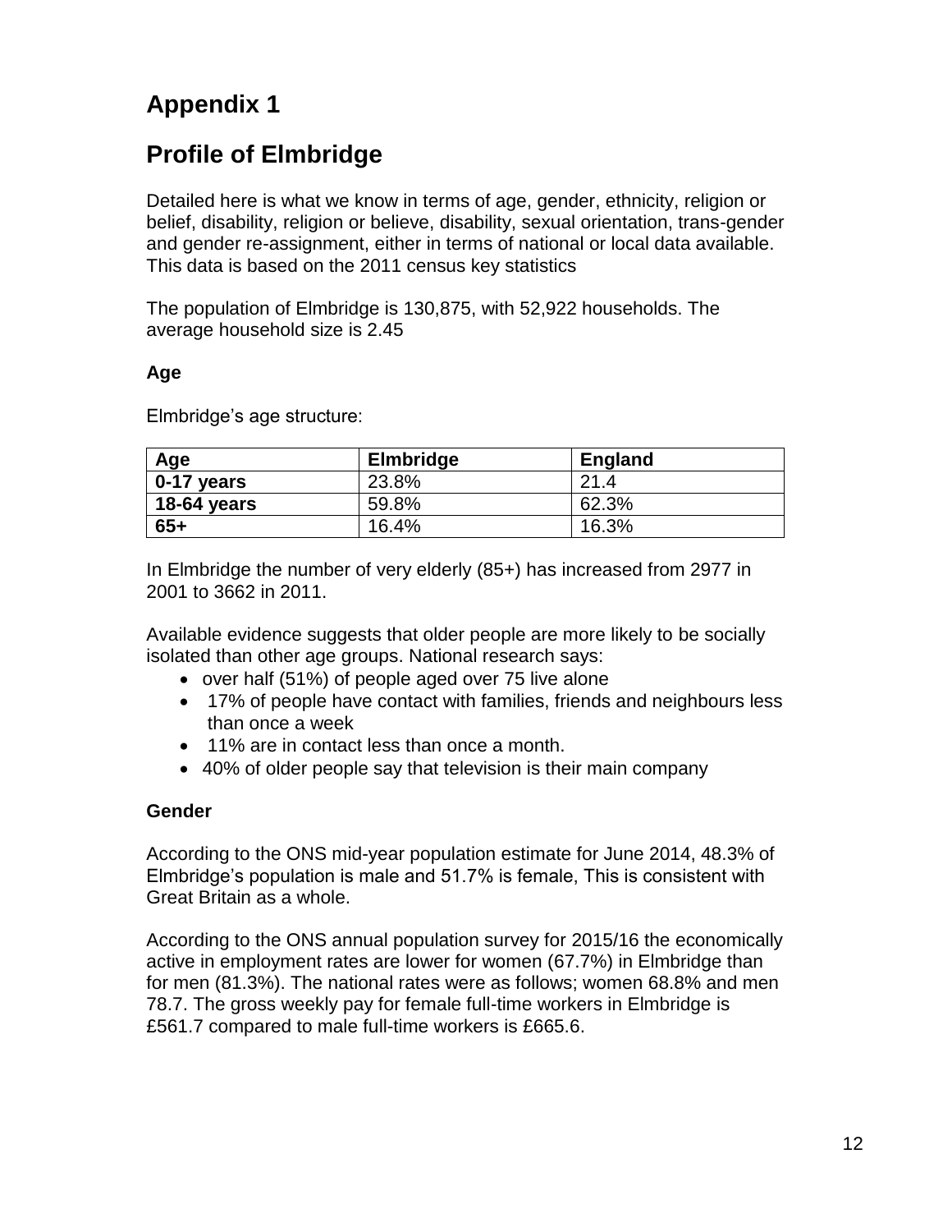# Appendix 1

# Profile of Elmbridge

Detailed here is what we know in terms of age, gender, ethnicity, religion or belief, disability, religion or believe, disability, sexual orientation, trans-gender and gender re-assignment, either in terms of national or local data available. This data is based on the 2011 census key statistics

The population of Elmbridge is 130,875, with 52,922 households. The average household size is 2.45

### Age

Elmbridge's age structure:

| Age | Elmbridge | England |
|---|---|---|
| **0-17 years** | 23.8% | 21.4 |
| **18-64 years** | 59.8% | 62.3% |
| **65+** | 16.4% | 16.3% |

In Elmbridge the number of very elderly (85+) has increased from 2977 in 2001 to 3662 in 2011.

Available evidence suggests that older people are more likely to be socially isolated than other age groups. National research says:

- over half (51%) of people aged over 75 live alone
- 17% of people have contact with families, friends and neighbours less than once a week
- 11% are in contact less than once a month.
- 40% of older people say that television is their main company

### Gender

According to the ONS mid-year population estimate for June 2014, 48.3% of Elmbridge's population is male and 51.7% is female, This is consistent with Great Britain as a whole.

According to the ONS annual population survey for 2015/16 the economically active in employment rates are lower for women (67.7%) in Elmbridge than for men (81.3%). The national rates were as follows; women 68.8% and men 78.7. The gross weekly pay for female full-time workers in Elmbridge is £561.7 compared to male full-time workers is £665.6.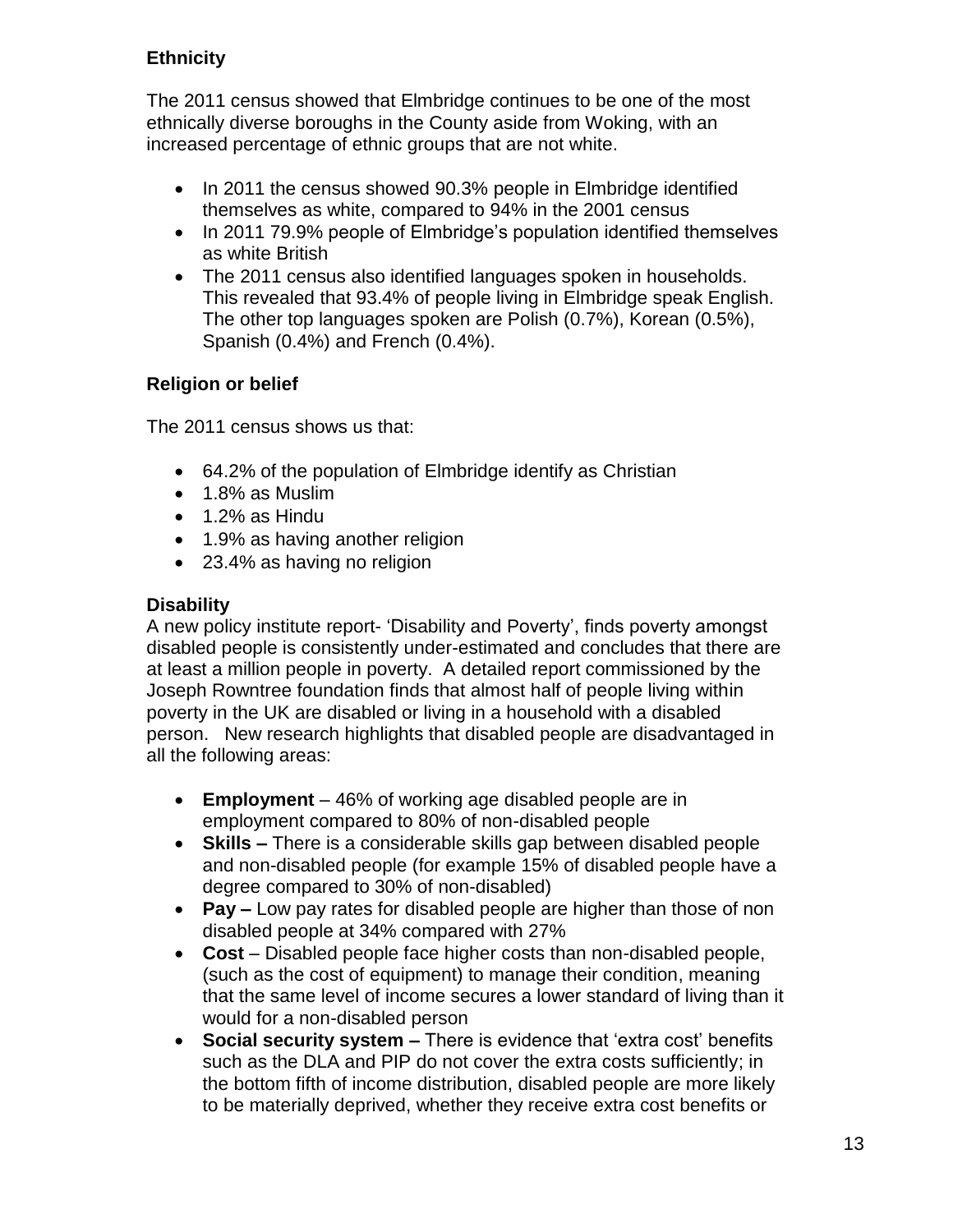**Ethnicity**

The 2011 census showed that Elmbridge continues to be one of the most ethnically diverse boroughs in the County aside from Woking, with an increased percentage of ethnic groups that are not white.

- In 2011 the census showed 90.3% people in Elmbridge identified themselves as white, compared to 94% in the 2001 census
- In 2011 79.9% people of Elmbridge's population identified themselves as white British
- The 2011 census also identified languages spoken in households. This revealed that 93.4% of people living in Elmbridge speak English. The other top languages spoken are Polish (0.7%), Korean (0.5%), Spanish (0.4%) and French (0.4%).

**Religion or belief**

The 2011 census shows us that:

- 64.2% of the population of Elmbridge identify as Christian
- 1.8% as Muslim
- 1.2% as Hindu
- 1.9% as having another religion
- 23.4% as having no religion

**Disability**

A new policy institute report- 'Disability and Poverty', finds poverty amongst disabled people is consistently under-estimated and concludes that there are at least a million people in poverty. A detailed report commissioned by the Joseph Rowntree foundation finds that almost half of people living within poverty in the UK are disabled or living in a household with a disabled person. New research highlights that disabled people are disadvantaged in all the following areas:

- **Employment** – 46% of working age disabled people are in employment compared to 80% of non-disabled people
- **Skills –** There is a considerable skills gap between disabled people and non-disabled people (for example 15% of disabled people have a degree compared to 30% of non-disabled)
- **Pay –** Low pay rates for disabled people are higher than those of non disabled people at 34% compared with 27%
- **Cost** – Disabled people face higher costs than non-disabled people, (such as the cost of equipment) to manage their condition, meaning that the same level of income secures a lower standard of living than it would for a non-disabled person
- **Social security system –** There is evidence that 'extra cost' benefits such as the DLA and PIP do not cover the extra costs sufficiently; in the bottom fifth of income distribution, disabled people are more likely to be materially deprived, whether they receive extra cost benefits or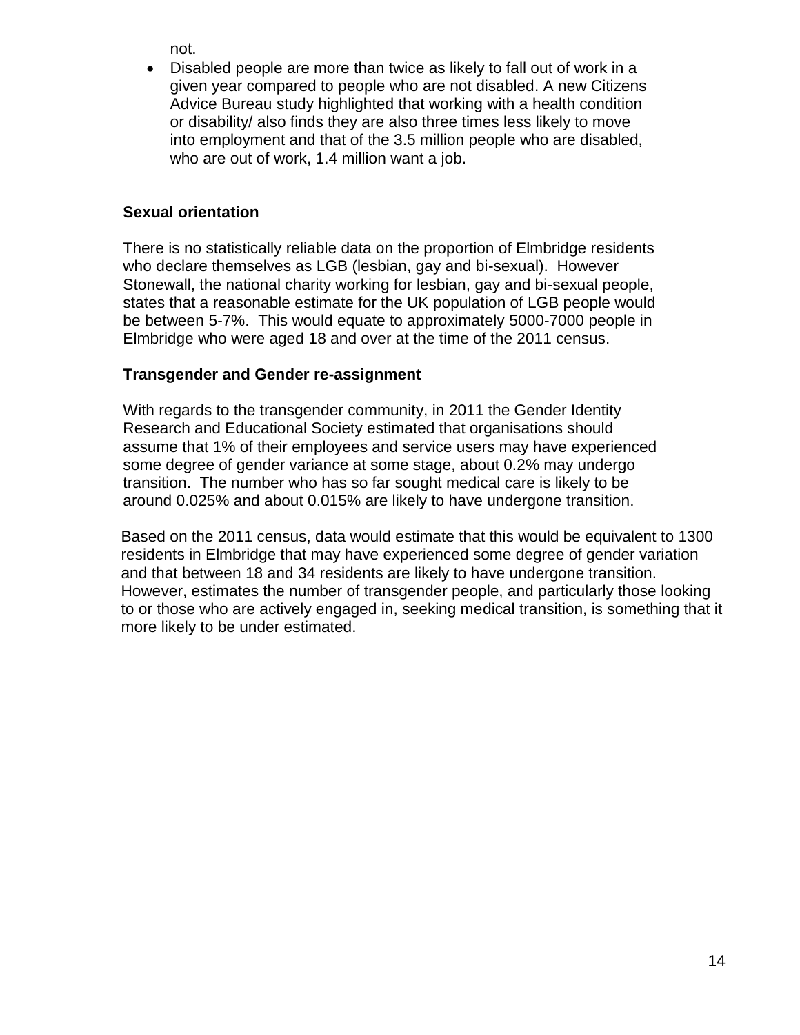not.

- Disabled people are more than twice as likely to fall out of work in a given year compared to people who are not disabled. A new Citizens Advice Bureau study highlighted that working with a health condition or disability/ also finds they are also three times less likely to move into employment and that of the 3.5 million people who are disabled, who are out of work, 1.4 million want a job.

**Sexual orientation**

There is no statistically reliable data on the proportion of Elmbridge residents who declare themselves as LGB (lesbian, gay and bi-sexual). However Stonewall, the national charity working for lesbian, gay and bi-sexual people, states that a reasonable estimate for the UK population of LGB people would be between 5-7%. This would equate to approximately 5000-7000 people in Elmbridge who were aged 18 and over at the time of the 2011 census.

**Transgender and Gender re-assignment**

With regards to the transgender community, in 2011 the Gender Identity Research and Educational Society estimated that organisations should assume that 1% of their employees and service users may have experienced some degree of gender variance at some stage, about 0.2% may undergo transition. The number who has so far sought medical care is likely to be around 0.025% and about 0.015% are likely to have undergone transition.

Based on the 2011 census, data would estimate that this would be equivalent to 1300 residents in Elmbridge that may have experienced some degree of gender variation and that between 18 and 34 residents are likely to have undergone transition. However, estimates the number of transgender people, and particularly those looking to or those who are actively engaged in, seeking medical transition, is something that it more likely to be under estimated.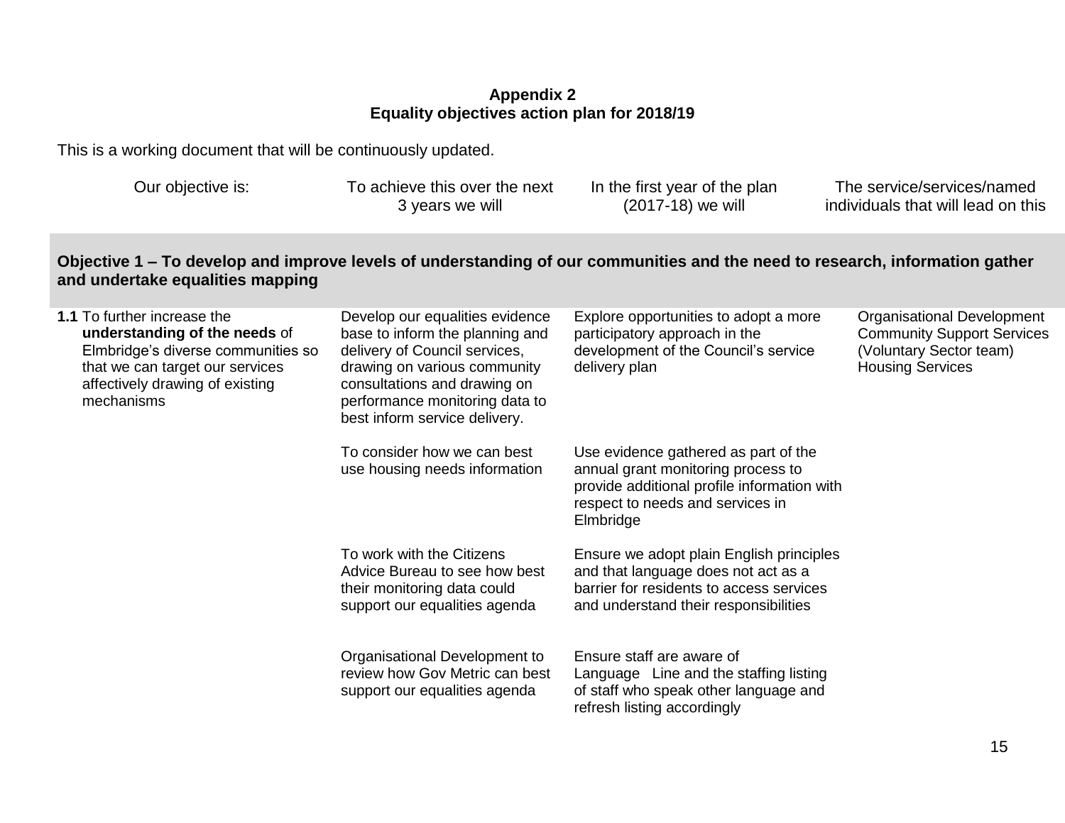**Appendix 2**
**Equality objectives action plan for 2018/19**

This is a working document that will be continuously updated.

| Our objective is: | To achieve this over the next 3 years we will | In the first year of the plan (2017-18) we will | The service/services/named individuals that will lead on this |
|---|---|---|---|
| **Objective 1 – To develop and improve levels of understanding of our communities and the need to research, information gather and undertake equalities mapping** | | | |
| **1.1** To further increase the **understanding of the needs** of Elmbridge's diverse communities so that we can target our services affectively drawing of existing mechanisms | Develop our equalities evidence base to inform the planning and delivery of Council services, drawing on various community consultations and drawing on performance monitoring data to best inform service delivery. | Explore opportunities to adopt a more participatory approach in the development of the Council's service delivery plan | Organisational Development<br>Community Support Services (Voluntary Sector team)<br>Housing Services |
| | To consider how we can best use housing needs information | Use evidence gathered as part of the annual grant monitoring process to provide additional profile information with respect to needs and services in Elmbridge | |
| | To work with the Citizens Advice Bureau to see how best their monitoring data could support our equalities agenda | Ensure we adopt plain English principles and that language does not act as a barrier for residents to access services and understand their responsibilities | |
| | Organisational Development to review how Gov Metric can best support our equalities agenda | Ensure staff are aware of Language Line and the staffing listing of staff who speak other language and refresh listing accordingly | |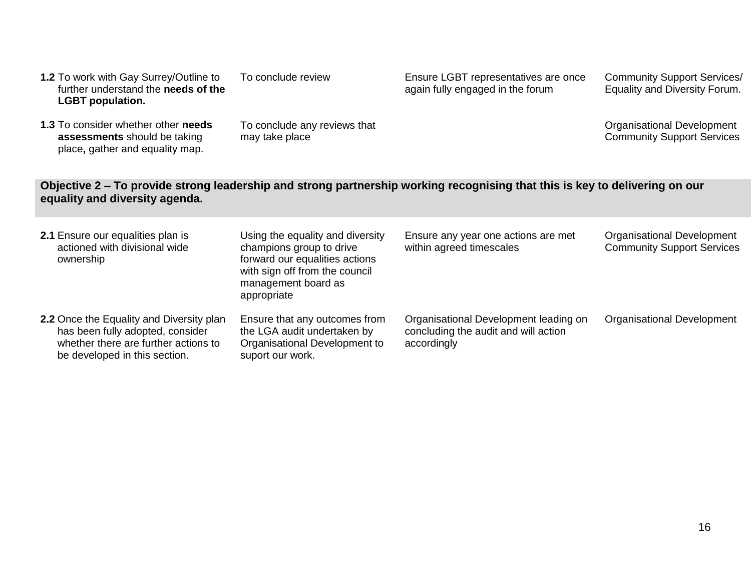| | | | |
|---|---|---|---|
| **1.2** To work with Gay Surrey/Outline to further understand the **needs of the LGBT population.** | To conclude review | Ensure LGBT representatives are once again fully engaged in the forum | Community Support Services/ Equality and Diversity Forum. |
| **1.3** To consider whether other **needs assessments** should be taking place**,** gather and equality map. | To conclude any reviews that may take place | | Organisational Development Community Support Services |

**Objective 2 – To provide strong leadership and strong partnership working recognising that this is key to delivering on our equality and diversity agenda.**

| | | | |
|---|---|---|---|
| **2.1** Ensure our equalities plan is actioned with divisional wide ownership | Using the equality and diversity champions group to drive forward our equalities actions with sign off from the council management board as appropriate | Ensure any year one actions are met within agreed timescales | Organisational Development Community Support Services |
| **2.2** Once the Equality and Diversity plan has been fully adopted, consider whether there are further actions to be developed in this section. | Ensure that any outcomes from the LGA audit undertaken by Organisational Development to suport our work. | Organisational Development leading on concluding the audit and will action accordingly | Organisational Development |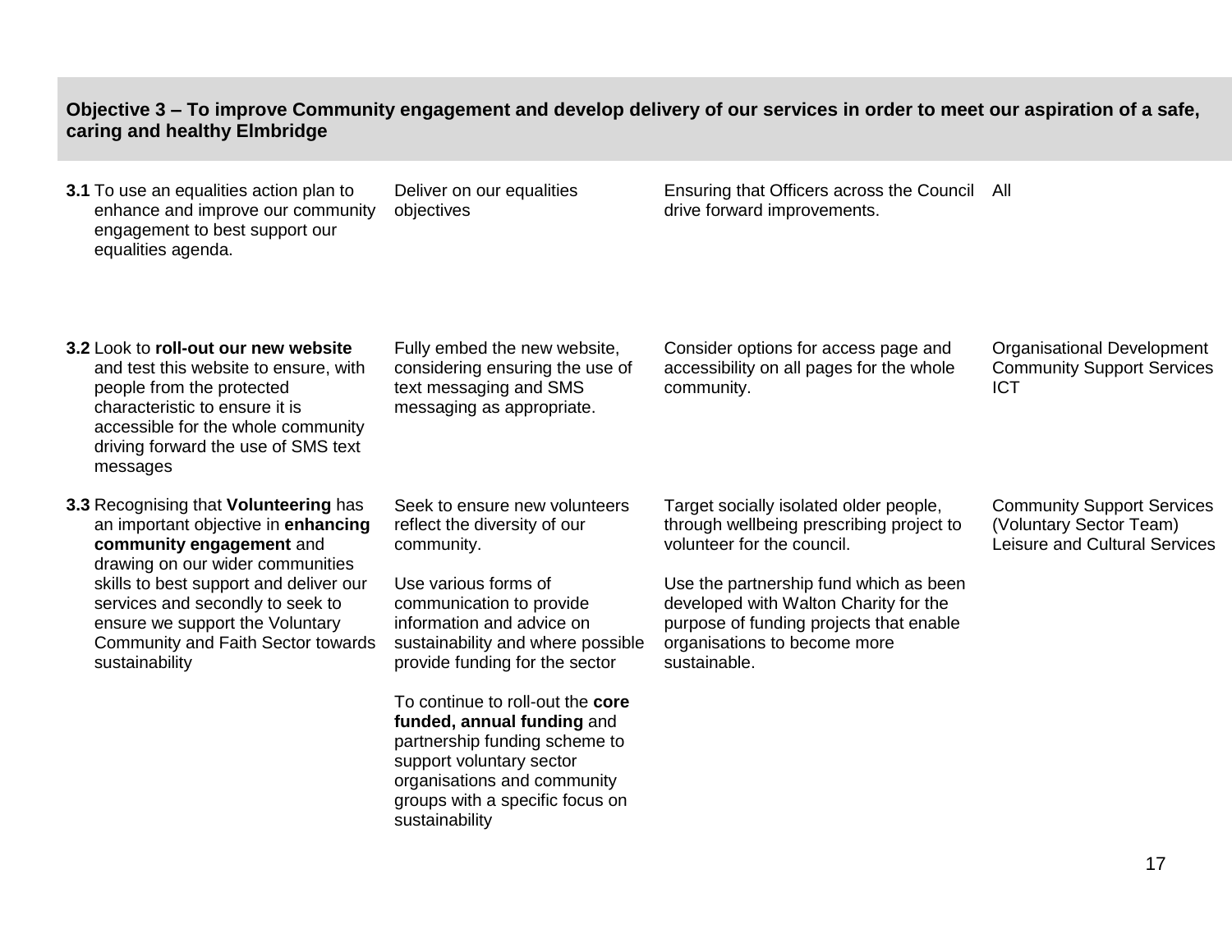**Objective 3 – To improve Community engagement and develop delivery of our services in order to meet our aspiration of a safe, caring and healthy Elmbridge**

| | | | |
|---|---|---|---|
| **3.1** To use an equalities action plan to enhance and improve our community engagement to best support our equalities agenda. | Deliver on our equalities objectives | Ensuring that Officers across the Council drive forward improvements. | All |
| **3.2** Look to **roll-out our new website** and test this website to ensure, with people from the protected characteristic to ensure it is accessible for the whole community driving forward the use of SMS text messages | Fully embed the new website, considering ensuring the use of text messaging and SMS messaging as appropriate. | Consider options for access page and accessibility on all pages for the whole community. | Organisational Development<br>Community Support Services<br>ICT |
| **3.3** Recognising that **Volunteering** has an important objective in **enhancing community engagement** and drawing on our wider communities skills to best support and deliver our services and secondly to seek to ensure we support the Voluntary Community and Faith Sector towards sustainability | Seek to ensure new volunteers reflect the diversity of our community.<br><br>Use various forms of communication to provide information and advice on sustainability and where possible provide funding for the sector<br><br>To continue to roll-out the **core funded, annual funding** and partnership funding scheme to support voluntary sector organisations and community groups with a specific focus on sustainability | Target socially isolated older people, through wellbeing prescribing project to volunteer for the council.<br><br>Use the partnership fund which as been developed with Walton Charity for the purpose of funding projects that enable organisations to become more sustainable. | Community Support Services (Voluntary Sector Team)<br>Leisure and Cultural Services |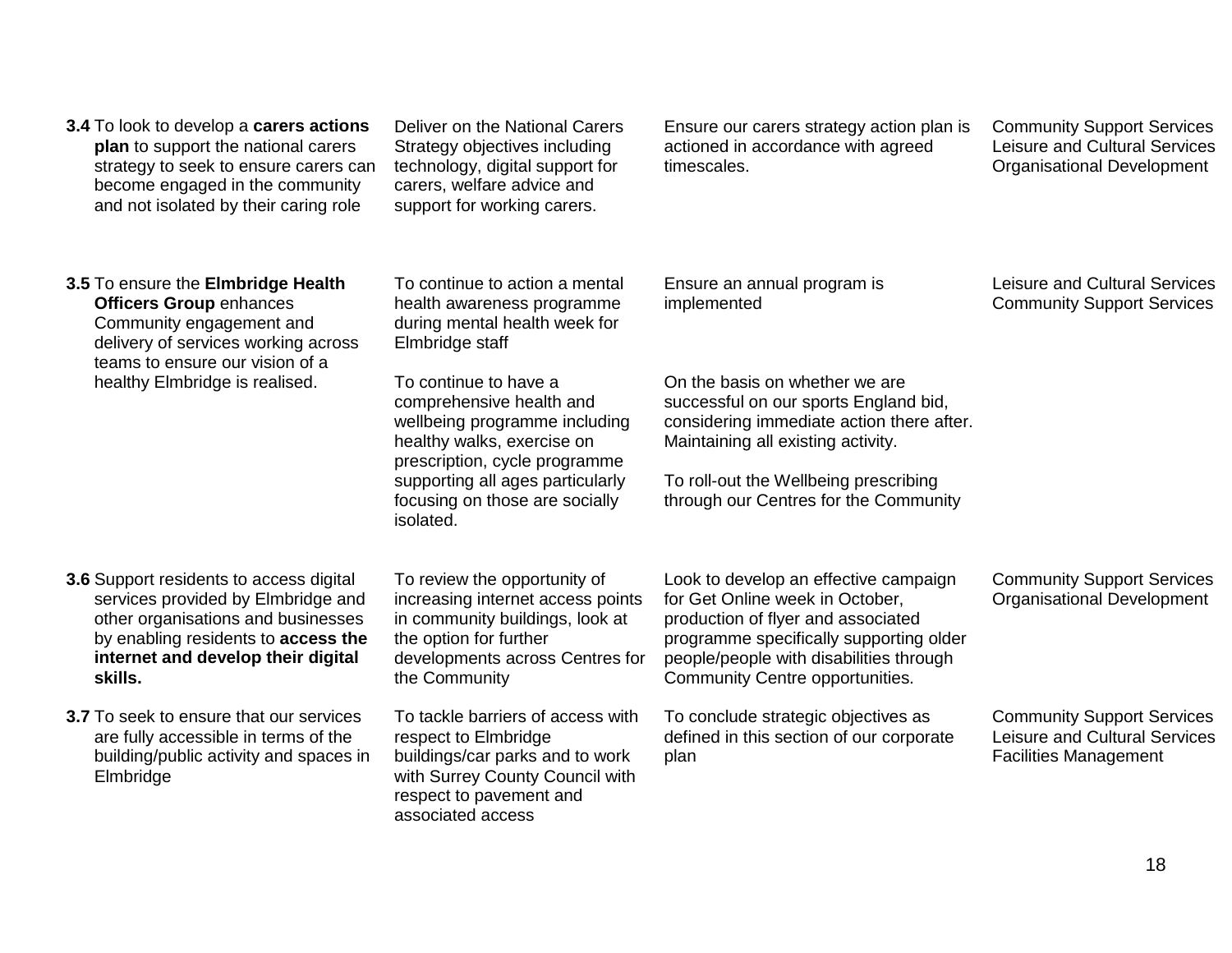| | | | |
|---|---|---|---|
| **3.4** To look to develop a **carers actions plan** to support the national carers strategy to seek to ensure carers can become engaged in the community and not isolated by their caring role | Deliver on the National Carers Strategy objectives including technology, digital support for carers, welfare advice and support for working carers. | Ensure our carers strategy action plan is actioned in accordance with agreed timescales. | Community Support Services<br>Leisure and Cultural Services<br>Organisational Development |
| **3.5** To ensure the **Elmbridge Health Officers Group** enhances Community engagement and delivery of services working across teams to ensure our vision of a healthy Elmbridge is realised. | To continue to action a mental health awareness programme during mental health week for Elmbridge staff<br><br>To continue to have a comprehensive health and wellbeing programme including healthy walks, exercise on prescription, cycle programme supporting all ages particularly focusing on those are socially isolated. | Ensure an annual program is implemented<br><br>On the basis on whether we are successful on our sports England bid, considering immediate action there after. Maintaining all existing activity.<br><br>To roll-out the Wellbeing prescribing through our Centres for the Community | Leisure and Cultural Services<br>Community Support Services |
| **3.6** Support residents to access digital services provided by Elmbridge and other organisations and businesses by enabling residents to **access the internet and develop their digital skills.** | To review the opportunity of increasing internet access points in community buildings, look at the option for further developments across Centres for the Community | Look to develop an effective campaign for Get Online week in October, production of flyer and associated programme specifically supporting older people/people with disabilities through Community Centre opportunities. | Community Support Services<br>Organisational Development |
| **3.7** To seek to ensure that our services are fully accessible in terms of the building/public activity and spaces in Elmbridge | To tackle barriers of access with respect to Elmbridge buildings/car parks and to work with Surrey County Council with respect to pavement and associated access | To conclude strategic objectives as defined in this section of our corporate plan | Community Support Services<br>Leisure and Cultural Services<br>Facilities Management |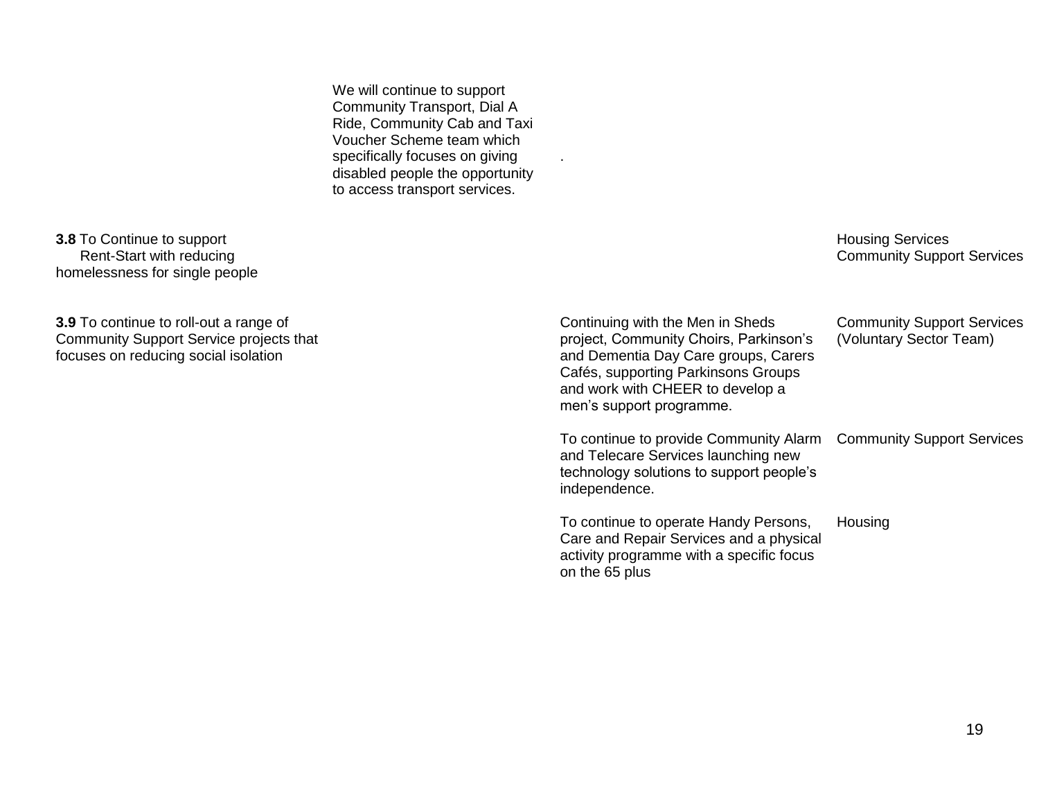| | | | |
|---|---|---|---|
| | We will continue to support Community Transport, Dial A Ride, Community Cab and Taxi Voucher Scheme team which specifically focuses on giving disabled people the opportunity to access transport services. | . | |
| **3.8** To Continue to support Rent-Start with reducing homelessness for single people | | | Housing Services<br>Community Support Services |
| **3.9** To continue to roll-out a range of Community Support Service projects that focuses on reducing social isolation | | Continuing with the Men in Sheds project, Community Choirs, Parkinson's and Dementia Day Care groups, Carers Cafés, supporting Parkinsons Groups and work with CHEER to develop a men's support programme. | Community Support Services (Voluntary Sector Team) |
| | | To continue to provide Community Alarm and Telecare Services launching new technology solutions to support people's independence. | Community Support Services |
| | | To continue to operate Handy Persons, Care and Repair Services and a physical activity programme with a specific focus on the 65 plus | Housing |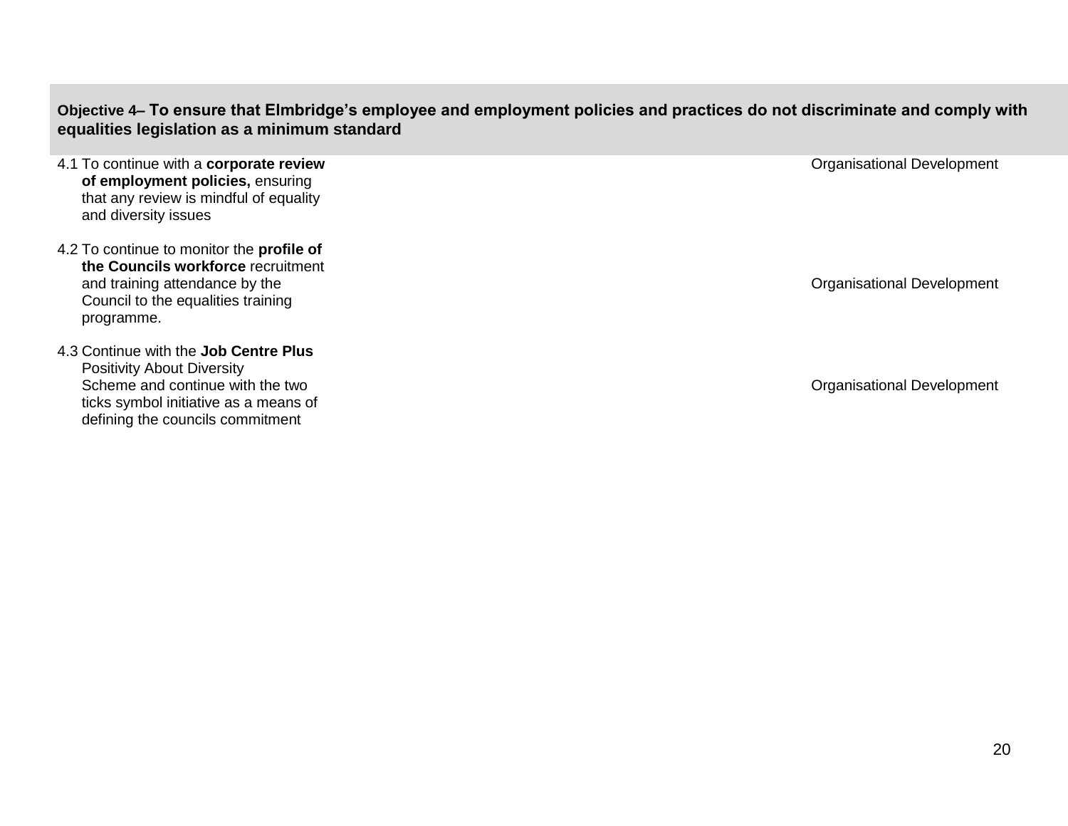**Objective 4– To ensure that Elmbridge's employee and employment policies and practices do not discriminate and comply with equalities legislation as a minimum standard**

| | |
|---|---|
| 4.1 To continue with a **corporate review of employment policies,** ensuring that any review is mindful of equality and diversity issues | Organisational Development |
| 4.2 To continue to monitor the **profile of the Councils workforce** recruitment and training attendance by the Council to the equalities training programme. | Organisational Development |
| 4.3 Continue with the **Job Centre Plus** Positivity About Diversity Scheme and continue with the two ticks symbol initiative as a means of defining the councils commitment | Organisational Development |